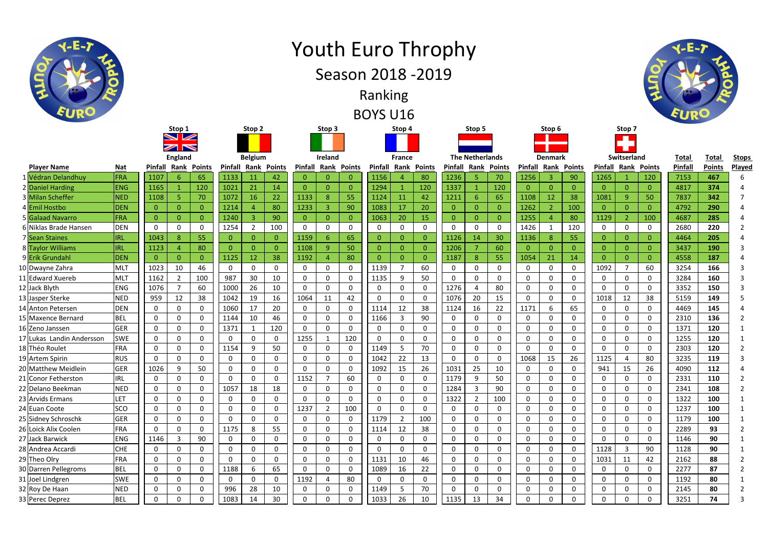# Youth Euro Throphy

## Season 2018 -2019

## Ranking

## BOYS U16

| | Player Name | Nat | Stop 1 England Pinfall | Rank | Points | Stop 2 Belgium Pinfall | Rank | Points | Stop 3 Ireland Pinfall | Rank | Points | Stop 4 France Pinfall | Rank | Points | Stop 5 The Netherlands Pinfall | Rank | Points | Stop 6 Denmark Pinfall | Rank | Points | Stop 7 Switserland Pinfall | Rank | Points | Total Pinfall | Total Points | Stops Played |
|---|---|---|---|---|---|---|---|---|---|---|---|---|---|---|---|---|---|---|---|---|---|---|---|---|---|---|
| 1 | Védran Delandhuy | FRA | 1107 | 6 | 65 | 1133 | 11 | 42 | 0 | 0 | 0 | 1156 | 4 | 80 | 1236 | 5 | 70 | 1256 | 3 | 90 | 1265 | 1 | 120 | 7153 | **467** | 6 |
| 2 | Daniel Harding | ENG | 1165 | 1 | 120 | 1021 | 21 | 14 | 0 | 0 | 0 | 1294 | 1 | 120 | 1337 | 1 | 120 | 0 | 0 | 0 | 0 | 0 | 0 | 4817 | **374** | 4 |
| 3 | Milan Scheffer | NED | 1108 | 5 | 70 | 1072 | 16 | 22 | 1133 | 8 | 55 | 1124 | 11 | 42 | 1211 | 6 | 65 | 1108 | 12 | 38 | 1081 | 9 | 50 | 7837 | **342** | 7 |
| 4 | Emil Hostbo | DEN | 0 | 0 | 0 | 1214 | 4 | 80 | 1233 | 3 | 90 | 1083 | 17 | 20 | 0 | 0 | 0 | 1262 | 2 | 100 | 0 | 0 | 0 | 4792 | **290** | 4 |
| 5 | Galaad Navarro | FRA | 0 | 0 | 0 | 1240 | 3 | 90 | 0 | 0 | 0 | 1063 | 20 | 15 | 0 | 0 | 0 | 1255 | 4 | 80 | 1129 | 2 | 100 | 4687 | **285** | 4 |
| 6 | Niklas Brade Hansen | DEN | 0 | 0 | 0 | 1254 | 2 | 100 | 0 | 0 | 0 | 0 | 0 | 0 | 0 | 0 | 0 | 1426 | 1 | 120 | 0 | 0 | 0 | 2680 | **220** | 2 |
| 7 | Sean Staines | IRL | 1043 | 8 | 55 | 0 | 0 | 0 | 1159 | 6 | 65 | 0 | 0 | 0 | 1126 | 14 | 30 | 1136 | 8 | 55 | 0 | 0 | 0 | 4464 | **205** | 4 |
| 8 | Taylor Williams | IRL | 1123 | 4 | 80 | 0 | 0 | 0 | 1108 | 9 | 50 | 0 | 0 | 0 | 1206 | 7 | 60 | 0 | 0 | 0 | 0 | 0 | 0 | 3437 | **190** | 3 |
| 9 | Erik Grundahl | DEN | 0 | 0 | 0 | 1125 | 12 | 38 | 1192 | 4 | 80 | 0 | 0 | 0 | 1187 | 8 | 55 | 1054 | 21 | 14 | 0 | 0 | 0 | 4558 | **187** | 4 |
| 10 | Dwayne Zahra | MLT | 1023 | 10 | 46 | 0 | 0 | 0 | 0 | 0 | 0 | 1139 | 7 | 60 | 0 | 0 | 0 | 0 | 0 | 0 | 1092 | 7 | 60 | 3254 | **166** | 3 |
| 11 | Edward Xuereb | MLT | 1162 | 2 | 100 | 987 | 30 | 10 | 0 | 0 | 0 | 1135 | 9 | 50 | 0 | 0 | 0 | 0 | 0 | 0 | 0 | 0 | 0 | 3284 | **160** | 3 |
| 12 | Jack Blyth | ENG | 1076 | 7 | 60 | 1000 | 26 | 10 | 0 | 0 | 0 | 0 | 0 | 0 | 1276 | 4 | 80 | 0 | 0 | 0 | 0 | 0 | 0 | 3352 | **150** | 3 |
| 13 | Jasper Sterke | NED | 959 | 12 | 38 | 1042 | 19 | 16 | 1064 | 11 | 42 | 0 | 0 | 0 | 1076 | 20 | 15 | 0 | 0 | 0 | 1018 | 12 | 38 | 5159 | **149** | 5 |
| 14 | Anton Petersen | DEN | 0 | 0 | 0 | 1060 | 17 | 20 | 0 | 0 | 0 | 1114 | 12 | 38 | 1124 | 16 | 22 | 1171 | 6 | 65 | 0 | 0 | 0 | 4469 | **145** | 4 |
| 15 | Maxence Bernard | BEL | 0 | 0 | 0 | 1144 | 10 | 46 | 0 | 0 | 0 | 1166 | 3 | 90 | 0 | 0 | 0 | 0 | 0 | 0 | 0 | 0 | 0 | 2310 | **136** | 2 |
| 16 | Zeno Janssen | GER | 0 | 0 | 0 | 1371 | 1 | 120 | 0 | 0 | 0 | 0 | 0 | 0 | 0 | 0 | 0 | 0 | 0 | 0 | 0 | 0 | 0 | 1371 | **120** | 1 |
| 17 | Lukas Landin Andersson | SWE | 0 | 0 | 0 | 0 | 0 | 0 | 1255 | 1 | 120 | 0 | 0 | 0 | 0 | 0 | 0 | 0 | 0 | 0 | 0 | 0 | 0 | 1255 | **120** | 1 |
| 18 | Théo Roulet | FRA | 0 | 0 | 0 | 1154 | 9 | 50 | 0 | 0 | 0 | 1149 | 5 | 70 | 0 | 0 | 0 | 0 | 0 | 0 | 0 | 0 | 0 | 2303 | **120** | 2 |
| 19 | Artem Spirin | RUS | 0 | 0 | 0 | 0 | 0 | 0 | 0 | 0 | 0 | 1042 | 22 | 13 | 0 | 0 | 0 | 1068 | 15 | 26 | 1125 | 4 | 80 | 3235 | **119** | 3 |
| 20 | Matthew Meidlein | GER | 1026 | 9 | 50 | 0 | 0 | 0 | 0 | 0 | 0 | 1092 | 15 | 26 | 1031 | 25 | 10 | 0 | 0 | 0 | 941 | 15 | 26 | 4090 | **112** | 4 |
| 21 | Conor Fetherston | IRL | 0 | 0 | 0 | 0 | 0 | 0 | 1152 | 7 | 60 | 0 | 0 | 0 | 1179 | 9 | 50 | 0 | 0 | 0 | 0 | 0 | 0 | 2331 | **110** | 2 |
| 22 | Delano Beekman | NED | 0 | 0 | 0 | 1057 | 18 | 18 | 0 | 0 | 0 | 0 | 0 | 0 | 1284 | 3 | 90 | 0 | 0 | 0 | 0 | 0 | 0 | 2341 | **108** | 2 |
| 23 | Arvids Ermans | LET | 0 | 0 | 0 | 0 | 0 | 0 | 0 | 0 | 0 | 0 | 0 | 0 | 1322 | 2 | 100 | 0 | 0 | 0 | 0 | 0 | 0 | 1322 | **100** | 1 |
| 24 | Euan Coote | SCO | 0 | 0 | 0 | 0 | 0 | 0 | 1237 | 2 | 100 | 0 | 0 | 0 | 0 | 0 | 0 | 0 | 0 | 0 | 0 | 0 | 0 | 1237 | **100** | 1 |
| 25 | Sidney Schroschk | GER | 0 | 0 | 0 | 0 | 0 | 0 | 0 | 0 | 0 | 1179 | 2 | 100 | 0 | 0 | 0 | 0 | 0 | 0 | 0 | 0 | 0 | 1179 | **100** | 1 |
| 26 | Loick Alix Coolen | FRA | 0 | 0 | 0 | 1175 | 8 | 55 | 0 | 0 | 0 | 1114 | 12 | 38 | 0 | 0 | 0 | 0 | 0 | 0 | 0 | 0 | 0 | 2289 | **93** | 2 |
| 27 | Jack Barwick | ENG | 1146 | 3 | 90 | 0 | 0 | 0 | 0 | 0 | 0 | 0 | 0 | 0 | 0 | 0 | 0 | 0 | 0 | 0 | 0 | 0 | 0 | 1146 | **90** | 1 |
| 28 | Andrea Accardi | CHE | 0 | 0 | 0 | 0 | 0 | 0 | 0 | 0 | 0 | 0 | 0 | 0 | 0 | 0 | 0 | 0 | 0 | 0 | 1128 | 3 | 90 | 1128 | **90** | 1 |
| 29 | Theo Olry | FRA | 0 | 0 | 0 | 0 | 0 | 0 | 0 | 0 | 0 | 1131 | 10 | 46 | 0 | 0 | 0 | 0 | 0 | 0 | 1031 | 11 | 42 | 2162 | **88** | 2 |
| 30 | Darren Pellegroms | BEL | 0 | 0 | 0 | 1188 | 6 | 65 | 0 | 0 | 0 | 1089 | 16 | 22 | 0 | 0 | 0 | 0 | 0 | 0 | 0 | 0 | 0 | 2277 | **87** | 2 |
| 31 | Joel Lindgren | SWE | 0 | 0 | 0 | 0 | 0 | 0 | 1192 | 4 | 80 | 0 | 0 | 0 | 0 | 0 | 0 | 0 | 0 | 0 | 0 | 0 | 0 | 1192 | **80** | 1 |
| 32 | Roy De Haan | NED | 0 | 0 | 0 | 996 | 28 | 10 | 0 | 0 | 0 | 1149 | 5 | 70 | 0 | 0 | 0 | 0 | 0 | 0 | 0 | 0 | 0 | 2145 | **80** | 2 |
| 33 | Perec Deprez | BEL | 0 | 0 | 0 | 1083 | 14 | 30 | 0 | 0 | 0 | 1033 | 26 | 10 | 1135 | 13 | 34 | 0 | 0 | 0 | 0 | 0 | 0 | 3251 | **74** | 3 |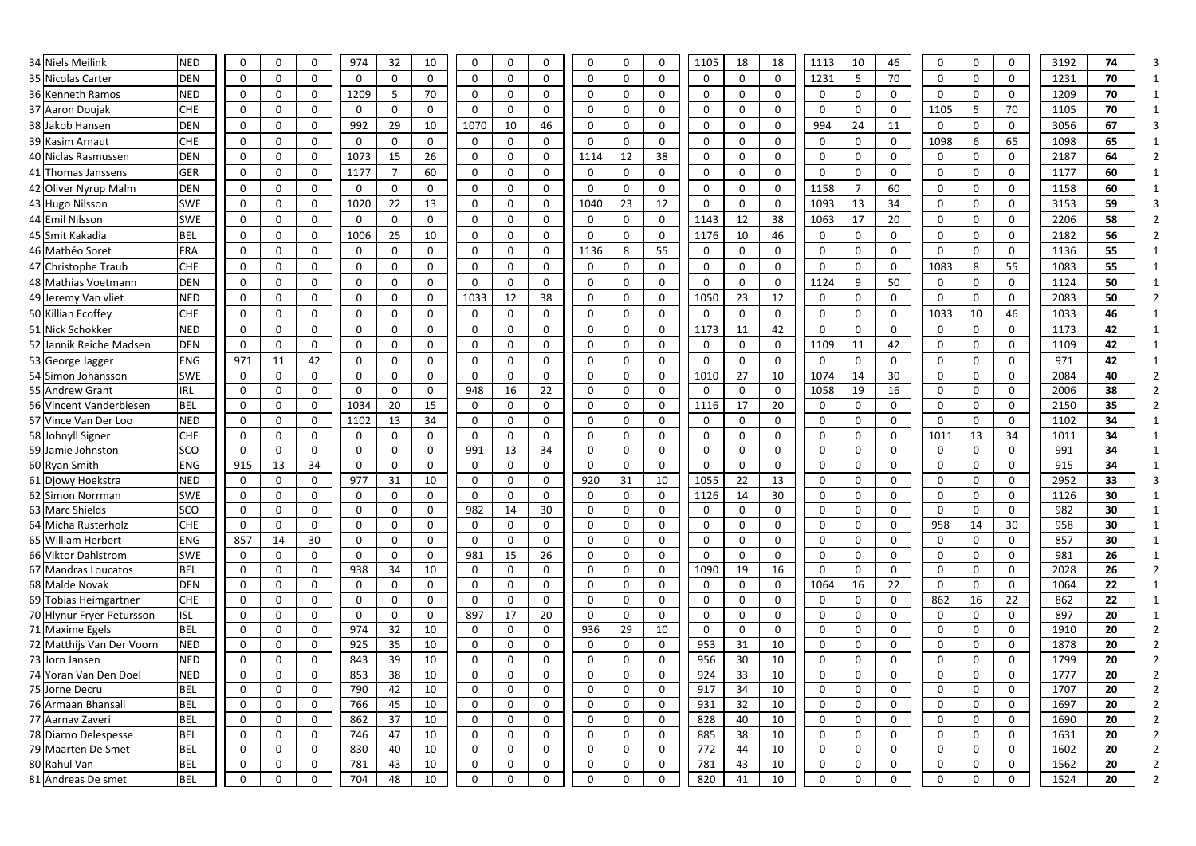| | | | | | | | | | | | | | | | | | | | | | | | | | | | |
|---|---|---|---|---|---|---|---|---|---|---|---|---|---|---|---|---|---|---|---|---|---|---|---|---|---|---|---|
| 34 | Niels Meilink | NED | 0 | 0 | 0 | 974 | 32 | 10 | 0 | 0 | 0 | 0 | 0 | 0 | 1105 | 18 | 18 | 1113 | 10 | 46 | 0 | 0 | 0 | 3192 | **74** | 3 |
| 35 | Nicolas Carter | DEN | 0 | 0 | 0 | 0 | 0 | 0 | 0 | 0 | 0 | 0 | 0 | 0 | 0 | 0 | 0 | 1231 | 5 | 70 | 0 | 0 | 0 | 1231 | **70** | 1 |
| 36 | Kenneth Ramos | NED | 0 | 0 | 0 | 1209 | 5 | 70 | 0 | 0 | 0 | 0 | 0 | 0 | 0 | 0 | 0 | 0 | 0 | 0 | 0 | 0 | 0 | 1209 | **70** | 1 |
| 37 | Aaron Doujak | CHE | 0 | 0 | 0 | 0 | 0 | 0 | 0 | 0 | 0 | 0 | 0 | 0 | 0 | 0 | 0 | 0 | 0 | 0 | 1105 | 5 | 70 | 1105 | **70** | 1 |
| 38 | Jakob Hansen | DEN | 0 | 0 | 0 | 992 | 29 | 10 | 1070 | 10 | 46 | 0 | 0 | 0 | 0 | 0 | 0 | 994 | 24 | 11 | 0 | 0 | 0 | 3056 | **67** | 3 |
| 39 | Kasim Arnaut | CHE | 0 | 0 | 0 | 0 | 0 | 0 | 0 | 0 | 0 | 0 | 0 | 0 | 0 | 0 | 0 | 0 | 0 | 0 | 1098 | 6 | 65 | 1098 | **65** | 1 |
| 40 | Niclas Rasmussen | DEN | 0 | 0 | 0 | 1073 | 15 | 26 | 0 | 0 | 0 | 1114 | 12 | 38 | 0 | 0 | 0 | 0 | 0 | 0 | 0 | 0 | 0 | 2187 | **64** | 2 |
| 41 | Thomas Janssens | GER | 0 | 0 | 0 | 1177 | 7 | 60 | 0 | 0 | 0 | 0 | 0 | 0 | 0 | 0 | 0 | 0 | 0 | 0 | 0 | 0 | 0 | 1177 | **60** | 1 |
| 42 | Oliver Nyrup Malm | DEN | 0 | 0 | 0 | 0 | 0 | 0 | 0 | 0 | 0 | 0 | 0 | 0 | 0 | 0 | 0 | 1158 | 7 | 60 | 0 | 0 | 0 | 1158 | **60** | 1 |
| 43 | Hugo Nilsson | SWE | 0 | 0 | 0 | 1020 | 22 | 13 | 0 | 0 | 0 | 1040 | 23 | 12 | 0 | 0 | 0 | 1093 | 13 | 34 | 0 | 0 | 0 | 3153 | **59** | 3 |
| 44 | Emil Nilsson | SWE | 0 | 0 | 0 | 0 | 0 | 0 | 0 | 0 | 0 | 0 | 0 | 0 | 1143 | 12 | 38 | 1063 | 17 | 20 | 0 | 0 | 0 | 2206 | **58** | 2 |
| 45 | Smit Kakadia | BEL | 0 | 0 | 0 | 1006 | 25 | 10 | 0 | 0 | 0 | 0 | 0 | 0 | 1176 | 10 | 46 | 0 | 0 | 0 | 0 | 0 | 0 | 2182 | **56** | 2 |
| 46 | Mathéo Soret | FRA | 0 | 0 | 0 | 0 | 0 | 0 | 0 | 0 | 0 | 1136 | 8 | 55 | 0 | 0 | 0 | 0 | 0 | 0 | 0 | 0 | 0 | 1136 | **55** | 1 |
| 47 | Christophe Traub | CHE | 0 | 0 | 0 | 0 | 0 | 0 | 0 | 0 | 0 | 0 | 0 | 0 | 0 | 0 | 0 | 0 | 0 | 0 | 1083 | 8 | 55 | 1083 | **55** | 1 |
| 48 | Mathias Voetmann | DEN | 0 | 0 | 0 | 0 | 0 | 0 | 0 | 0 | 0 | 0 | 0 | 0 | 0 | 0 | 0 | 1124 | 9 | 50 | 0 | 0 | 0 | 1124 | **50** | 1 |
| 49 | Jeremy Van vliet | NED | 0 | 0 | 0 | 0 | 0 | 0 | 1033 | 12 | 38 | 0 | 0 | 0 | 1050 | 23 | 12 | 0 | 0 | 0 | 0 | 0 | 0 | 2083 | **50** | 2 |
| 50 | Killian Ecoffey | CHE | 0 | 0 | 0 | 0 | 0 | 0 | 0 | 0 | 0 | 0 | 0 | 0 | 0 | 0 | 0 | 0 | 0 | 0 | 1033 | 10 | 46 | 1033 | **46** | 1 |
| 51 | Nick Schokker | NED | 0 | 0 | 0 | 0 | 0 | 0 | 0 | 0 | 0 | 0 | 0 | 0 | 1173 | 11 | 42 | 0 | 0 | 0 | 0 | 0 | 0 | 1173 | **42** | 1 |
| 52 | Jannik Reiche Madsen | DEN | 0 | 0 | 0 | 0 | 0 | 0 | 0 | 0 | 0 | 0 | 0 | 0 | 0 | 0 | 0 | 1109 | 11 | 42 | 0 | 0 | 0 | 1109 | **42** | 1 |
| 53 | George Jagger | ENG | 971 | 11 | 42 | 0 | 0 | 0 | 0 | 0 | 0 | 0 | 0 | 0 | 0 | 0 | 0 | 0 | 0 | 0 | 0 | 0 | 0 | 971 | **42** | 1 |
| 54 | Simon Johansson | SWE | 0 | 0 | 0 | 0 | 0 | 0 | 0 | 0 | 0 | 0 | 0 | 0 | 1010 | 27 | 10 | 1074 | 14 | 30 | 0 | 0 | 0 | 2084 | **40** | 2 |
| 55 | Andrew Grant | IRL | 0 | 0 | 0 | 0 | 0 | 0 | 948 | 16 | 22 | 0 | 0 | 0 | 0 | 0 | 0 | 1058 | 19 | 16 | 0 | 0 | 0 | 2006 | **38** | 2 |
| 56 | Vincent Vanderbiesen | BEL | 0 | 0 | 0 | 1034 | 20 | 15 | 0 | 0 | 0 | 0 | 0 | 0 | 1116 | 17 | 20 | 0 | 0 | 0 | 0 | 0 | 0 | 2150 | **35** | 2 |
| 57 | Vince Van Der Loo | NED | 0 | 0 | 0 | 1102 | 13 | 34 | 0 | 0 | 0 | 0 | 0 | 0 | 0 | 0 | 0 | 0 | 0 | 0 | 0 | 0 | 0 | 1102 | **34** | 1 |
| 58 | Johnyll Signer | CHE | 0 | 0 | 0 | 0 | 0 | 0 | 0 | 0 | 0 | 0 | 0 | 0 | 0 | 0 | 0 | 0 | 0 | 0 | 1011 | 13 | 34 | 1011 | **34** | 1 |
| 59 | Jamie Johnston | SCO | 0 | 0 | 0 | 0 | 0 | 0 | 991 | 13 | 34 | 0 | 0 | 0 | 0 | 0 | 0 | 0 | 0 | 0 | 0 | 0 | 0 | 991 | **34** | 1 |
| 60 | Ryan Smith | ENG | 915 | 13 | 34 | 0 | 0 | 0 | 0 | 0 | 0 | 0 | 0 | 0 | 0 | 0 | 0 | 0 | 0 | 0 | 0 | 0 | 0 | 915 | **34** | 1 |
| 61 | Djowy Hoekstra | NED | 0 | 0 | 0 | 977 | 31 | 10 | 0 | 0 | 0 | 920 | 31 | 10 | 1055 | 22 | 13 | 0 | 0 | 0 | 0 | 0 | 0 | 2952 | **33** | 3 |
| 62 | Simon Norrman | SWE | 0 | 0 | 0 | 0 | 0 | 0 | 0 | 0 | 0 | 0 | 0 | 0 | 1126 | 14 | 30 | 0 | 0 | 0 | 0 | 0 | 0 | 1126 | **30** | 1 |
| 63 | Marc Shields | SCO | 0 | 0 | 0 | 0 | 0 | 0 | 982 | 14 | 30 | 0 | 0 | 0 | 0 | 0 | 0 | 0 | 0 | 0 | 0 | 0 | 0 | 982 | **30** | 1 |
| 64 | Micha Rusterholz | CHE | 0 | 0 | 0 | 0 | 0 | 0 | 0 | 0 | 0 | 0 | 0 | 0 | 0 | 0 | 0 | 0 | 0 | 0 | 958 | 14 | 30 | 958 | **30** | 1 |
| 65 | William Herbert | ENG | 857 | 14 | 30 | 0 | 0 | 0 | 0 | 0 | 0 | 0 | 0 | 0 | 0 | 0 | 0 | 0 | 0 | 0 | 0 | 0 | 0 | 857 | **30** | 1 |
| 66 | Viktor Dahlstrom | SWE | 0 | 0 | 0 | 0 | 0 | 0 | 981 | 15 | 26 | 0 | 0 | 0 | 0 | 0 | 0 | 0 | 0 | 0 | 0 | 0 | 0 | 981 | **26** | 1 |
| 67 | Mandras Loucatos | BEL | 0 | 0 | 0 | 938 | 34 | 10 | 0 | 0 | 0 | 0 | 0 | 0 | 1090 | 19 | 16 | 0 | 0 | 0 | 0 | 0 | 0 | 2028 | **26** | 2 |
| 68 | Malde Novak | DEN | 0 | 0 | 0 | 0 | 0 | 0 | 0 | 0 | 0 | 0 | 0 | 0 | 0 | 0 | 0 | 1064 | 16 | 22 | 0 | 0 | 0 | 1064 | **22** | 1 |
| 69 | Tobias Heimgartner | CHE | 0 | 0 | 0 | 0 | 0 | 0 | 0 | 0 | 0 | 0 | 0 | 0 | 0 | 0 | 0 | 0 | 0 | 0 | 862 | 16 | 22 | 862 | **22** | 1 |
| 70 | Hlynur Fryer Petursson | ISL | 0 | 0 | 0 | 0 | 0 | 0 | 897 | 17 | 20 | 0 | 0 | 0 | 0 | 0 | 0 | 0 | 0 | 0 | 0 | 0 | 0 | 897 | **20** | 1 |
| 71 | Maxime Egels | BEL | 0 | 0 | 0 | 974 | 32 | 10 | 0 | 0 | 0 | 936 | 29 | 10 | 0 | 0 | 0 | 0 | 0 | 0 | 0 | 0 | 0 | 1910 | **20** | 2 |
| 72 | Matthijs Van Der Voorn | NED | 0 | 0 | 0 | 925 | 35 | 10 | 0 | 0 | 0 | 0 | 0 | 0 | 953 | 31 | 10 | 0 | 0 | 0 | 0 | 0 | 0 | 1878 | **20** | 2 |
| 73 | Jorn Jansen | NED | 0 | 0 | 0 | 843 | 39 | 10 | 0 | 0 | 0 | 0 | 0 | 0 | 956 | 30 | 10 | 0 | 0 | 0 | 0 | 0 | 0 | 1799 | **20** | 2 |
| 74 | Yoran Van Den Doel | NED | 0 | 0 | 0 | 853 | 38 | 10 | 0 | 0 | 0 | 0 | 0 | 0 | 924 | 33 | 10 | 0 | 0 | 0 | 0 | 0 | 0 | 1777 | **20** | 2 |
| 75 | Jorne Decru | BEL | 0 | 0 | 0 | 790 | 42 | 10 | 0 | 0 | 0 | 0 | 0 | 0 | 917 | 34 | 10 | 0 | 0 | 0 | 0 | 0 | 0 | 1707 | **20** | 2 |
| 76 | Armaan Bhansali | BEL | 0 | 0 | 0 | 766 | 45 | 10 | 0 | 0 | 0 | 0 | 0 | 0 | 931 | 32 | 10 | 0 | 0 | 0 | 0 | 0 | 0 | 1697 | **20** | 2 |
| 77 | Aarnav Zaveri | BEL | 0 | 0 | 0 | 862 | 37 | 10 | 0 | 0 | 0 | 0 | 0 | 0 | 828 | 40 | 10 | 0 | 0 | 0 | 0 | 0 | 0 | 1690 | **20** | 2 |
| 78 | Diarno Delespesse | BEL | 0 | 0 | 0 | 746 | 47 | 10 | 0 | 0 | 0 | 0 | 0 | 0 | 885 | 38 | 10 | 0 | 0 | 0 | 0 | 0 | 0 | 1631 | **20** | 2 |
| 79 | Maarten De Smet | BEL | 0 | 0 | 0 | 830 | 40 | 10 | 0 | 0 | 0 | 0 | 0 | 0 | 772 | 44 | 10 | 0 | 0 | 0 | 0 | 0 | 0 | 1602 | **20** | 2 |
| 80 | Rahul Van | BEL | 0 | 0 | 0 | 781 | 43 | 10 | 0 | 0 | 0 | 0 | 0 | 0 | 781 | 43 | 10 | 0 | 0 | 0 | 0 | 0 | 0 | 1562 | **20** | 2 |
| 81 | Andreas De smet | BEL | 0 | 0 | 0 | 704 | 48 | 10 | 0 | 0 | 0 | 0 | 0 | 0 | 820 | 41 | 10 | 0 | 0 | 0 | 0 | 0 | 0 | 1524 | **20** | 2 |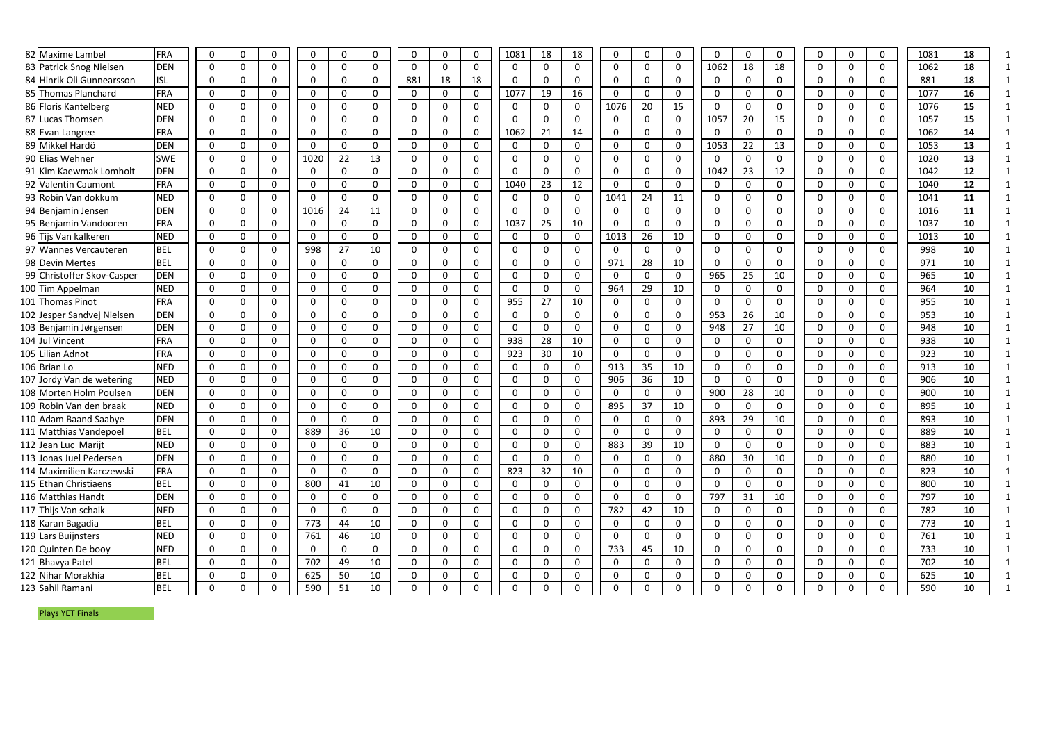| | | | | | | | | | | | | | | | | | | | | | | | | | | | |
|---|---|---|---|---|---|---|---|---|---|---|---|---|---|---|---|---|---|---|---|---|---|---|---|---|---|---|---|
| 82 | Maxime Lambel | FRA | 0 | 0 | 0 | 0 | 0 | 0 | 0 | 0 | 0 | 1081 | 18 | 18 | 0 | 0 | 0 | 0 | 0 | 0 | 0 | 0 | 0 | 1081 | **18** | 1 |
| 83 | Patrick Snog Nielsen | DEN | 0 | 0 | 0 | 0 | 0 | 0 | 0 | 0 | 0 | 0 | 0 | 0 | 0 | 0 | 0 | 1062 | 18 | 18 | 0 | 0 | 0 | 1062 | **18** | 1 |
| 84 | Hinrik Oli Gunnearsson | ISL | 0 | 0 | 0 | 0 | 0 | 0 | 881 | 18 | 18 | 0 | 0 | 0 | 0 | 0 | 0 | 0 | 0 | 0 | 0 | 0 | 0 | 881 | **18** | 1 |
| 85 | Thomas Planchard | FRA | 0 | 0 | 0 | 0 | 0 | 0 | 0 | 0 | 0 | 1077 | 19 | 16 | 0 | 0 | 0 | 0 | 0 | 0 | 0 | 0 | 0 | 1077 | **16** | 1 |
| 86 | Floris Kantelberg | NED | 0 | 0 | 0 | 0 | 0 | 0 | 0 | 0 | 0 | 0 | 0 | 0 | 1076 | 20 | 15 | 0 | 0 | 0 | 0 | 0 | 0 | 1076 | **15** | 1 |
| 87 | Lucas Thomsen | DEN | 0 | 0 | 0 | 0 | 0 | 0 | 0 | 0 | 0 | 0 | 0 | 0 | 0 | 0 | 0 | 1057 | 20 | 15 | 0 | 0 | 0 | 1057 | **15** | 1 |
| 88 | Evan Langree | FRA | 0 | 0 | 0 | 0 | 0 | 0 | 0 | 0 | 0 | 1062 | 21 | 14 | 0 | 0 | 0 | 0 | 0 | 0 | 0 | 0 | 0 | 1062 | **14** | 1 |
| 89 | Mikkel Hardö | DEN | 0 | 0 | 0 | 0 | 0 | 0 | 0 | 0 | 0 | 0 | 0 | 0 | 0 | 0 | 0 | 1053 | 22 | 13 | 0 | 0 | 0 | 1053 | **13** | 1 |
| 90 | Elias Wehner | SWE | 0 | 0 | 0 | 1020 | 22 | 13 | 0 | 0 | 0 | 0 | 0 | 0 | 0 | 0 | 0 | 0 | 0 | 0 | 0 | 0 | 0 | 1020 | **13** | 1 |
| 91 | Kim Kaewmak Lomholt | DEN | 0 | 0 | 0 | 0 | 0 | 0 | 0 | 0 | 0 | 0 | 0 | 0 | 0 | 0 | 0 | 1042 | 23 | 12 | 0 | 0 | 0 | 1042 | **12** | 1 |
| 92 | Valentin Caumont | FRA | 0 | 0 | 0 | 0 | 0 | 0 | 0 | 0 | 0 | 1040 | 23 | 12 | 0 | 0 | 0 | 0 | 0 | 0 | 0 | 0 | 0 | 1040 | **12** | 1 |
| 93 | Robin Van dokkum | NED | 0 | 0 | 0 | 0 | 0 | 0 | 0 | 0 | 0 | 0 | 0 | 0 | 1041 | 24 | 11 | 0 | 0 | 0 | 0 | 0 | 0 | 1041 | **11** | 1 |
| 94 | Benjamin Jensen | DEN | 0 | 0 | 0 | 1016 | 24 | 11 | 0 | 0 | 0 | 0 | 0 | 0 | 0 | 0 | 0 | 0 | 0 | 0 | 0 | 0 | 0 | 1016 | **11** | 1 |
| 95 | Benjamin Vandooren | FRA | 0 | 0 | 0 | 0 | 0 | 0 | 0 | 0 | 0 | 1037 | 25 | 10 | 0 | 0 | 0 | 0 | 0 | 0 | 0 | 0 | 0 | 1037 | **10** | 1 |
| 96 | Tijs Van kalkeren | NED | 0 | 0 | 0 | 0 | 0 | 0 | 0 | 0 | 0 | 0 | 0 | 0 | 1013 | 26 | 10 | 0 | 0 | 0 | 0 | 0 | 0 | 1013 | **10** | 1 |
| 97 | Wannes Vercauteren | BEL | 0 | 0 | 0 | 998 | 27 | 10 | 0 | 0 | 0 | 0 | 0 | 0 | 0 | 0 | 0 | 0 | 0 | 0 | 0 | 0 | 0 | 998 | **10** | 1 |
| 98 | Devin Mertes | BEL | 0 | 0 | 0 | 0 | 0 | 0 | 0 | 0 | 0 | 0 | 0 | 0 | 971 | 28 | 10 | 0 | 0 | 0 | 0 | 0 | 0 | 971 | **10** | 1 |
| 99 | Christoffer Skov-Casper | DEN | 0 | 0 | 0 | 0 | 0 | 0 | 0 | 0 | 0 | 0 | 0 | 0 | 0 | 0 | 0 | 965 | 25 | 10 | 0 | 0 | 0 | 965 | **10** | 1 |
| 100 | Tim Appelman | NED | 0 | 0 | 0 | 0 | 0 | 0 | 0 | 0 | 0 | 0 | 0 | 0 | 964 | 29 | 10 | 0 | 0 | 0 | 0 | 0 | 0 | 964 | **10** | 1 |
| 101 | Thomas Pinot | FRA | 0 | 0 | 0 | 0 | 0 | 0 | 0 | 0 | 0 | 955 | 27 | 10 | 0 | 0 | 0 | 0 | 0 | 0 | 0 | 0 | 0 | 955 | **10** | 1 |
| 102 | Jesper Sandvej Nielsen | DEN | 0 | 0 | 0 | 0 | 0 | 0 | 0 | 0 | 0 | 0 | 0 | 0 | 0 | 0 | 0 | 953 | 26 | 10 | 0 | 0 | 0 | 953 | **10** | 1 |
| 103 | Benjamin Jørgensen | DEN | 0 | 0 | 0 | 0 | 0 | 0 | 0 | 0 | 0 | 0 | 0 | 0 | 0 | 0 | 0 | 948 | 27 | 10 | 0 | 0 | 0 | 948 | **10** | 1 |
| 104 | Jul Vincent | FRA | 0 | 0 | 0 | 0 | 0 | 0 | 0 | 0 | 0 | 938 | 28 | 10 | 0 | 0 | 0 | 0 | 0 | 0 | 0 | 0 | 0 | 938 | **10** | 1 |
| 105 | Lilian Adnot | FRA | 0 | 0 | 0 | 0 | 0 | 0 | 0 | 0 | 0 | 923 | 30 | 10 | 0 | 0 | 0 | 0 | 0 | 0 | 0 | 0 | 0 | 923 | **10** | 1 |
| 106 | Brian Lo | NED | 0 | 0 | 0 | 0 | 0 | 0 | 0 | 0 | 0 | 0 | 0 | 0 | 913 | 35 | 10 | 0 | 0 | 0 | 0 | 0 | 0 | 913 | **10** | 1 |
| 107 | Jordy Van de wetering | NED | 0 | 0 | 0 | 0 | 0 | 0 | 0 | 0 | 0 | 0 | 0 | 0 | 906 | 36 | 10 | 0 | 0 | 0 | 0 | 0 | 0 | 906 | **10** | 1 |
| 108 | Morten Holm Poulsen | DEN | 0 | 0 | 0 | 0 | 0 | 0 | 0 | 0 | 0 | 0 | 0 | 0 | 0 | 0 | 0 | 900 | 28 | 10 | 0 | 0 | 0 | 900 | **10** | 1 |
| 109 | Robin Van den braak | NED | 0 | 0 | 0 | 0 | 0 | 0 | 0 | 0 | 0 | 0 | 0 | 0 | 895 | 37 | 10 | 0 | 0 | 0 | 0 | 0 | 0 | 895 | **10** | 1 |
| 110 | Adam Baand Saabye | DEN | 0 | 0 | 0 | 0 | 0 | 0 | 0 | 0 | 0 | 0 | 0 | 0 | 0 | 0 | 0 | 893 | 29 | 10 | 0 | 0 | 0 | 893 | **10** | 1 |
| 111 | Matthias Vandepoel | BEL | 0 | 0 | 0 | 889 | 36 | 10 | 0 | 0 | 0 | 0 | 0 | 0 | 0 | 0 | 0 | 0 | 0 | 0 | 0 | 0 | 0 | 889 | **10** | 1 |
| 112 | Jean Luc Marijt | NED | 0 | 0 | 0 | 0 | 0 | 0 | 0 | 0 | 0 | 0 | 0 | 0 | 883 | 39 | 10 | 0 | 0 | 0 | 0 | 0 | 0 | 883 | **10** | 1 |
| 113 | Jonas Juel Pedersen | DEN | 0 | 0 | 0 | 0 | 0 | 0 | 0 | 0 | 0 | 0 | 0 | 0 | 0 | 0 | 0 | 880 | 30 | 10 | 0 | 0 | 0 | 880 | **10** | 1 |
| 114 | Maximilien Karczewski | FRA | 0 | 0 | 0 | 0 | 0 | 0 | 0 | 0 | 0 | 823 | 32 | 10 | 0 | 0 | 0 | 0 | 0 | 0 | 0 | 0 | 0 | 823 | **10** | 1 |
| 115 | Ethan Christiaens | BEL | 0 | 0 | 0 | 800 | 41 | 10 | 0 | 0 | 0 | 0 | 0 | 0 | 0 | 0 | 0 | 0 | 0 | 0 | 0 | 0 | 0 | 800 | **10** | 1 |
| 116 | Matthias Handt | DEN | 0 | 0 | 0 | 0 | 0 | 0 | 0 | 0 | 0 | 0 | 0 | 0 | 0 | 0 | 0 | 797 | 31 | 10 | 0 | 0 | 0 | 797 | **10** | 1 |
| 117 | Thijs Van schaik | NED | 0 | 0 | 0 | 0 | 0 | 0 | 0 | 0 | 0 | 0 | 0 | 0 | 782 | 42 | 10 | 0 | 0 | 0 | 0 | 0 | 0 | 782 | **10** | 1 |
| 118 | Karan Bagadia | BEL | 0 | 0 | 0 | 773 | 44 | 10 | 0 | 0 | 0 | 0 | 0 | 0 | 0 | 0 | 0 | 0 | 0 | 0 | 0 | 0 | 0 | 773 | **10** | 1 |
| 119 | Lars Buijnsters | NED | 0 | 0 | 0 | 761 | 46 | 10 | 0 | 0 | 0 | 0 | 0 | 0 | 0 | 0 | 0 | 0 | 0 | 0 | 0 | 0 | 0 | 761 | **10** | 1 |
| 120 | Quinten De booy | NED | 0 | 0 | 0 | 0 | 0 | 0 | 0 | 0 | 0 | 0 | 0 | 0 | 733 | 45 | 10 | 0 | 0 | 0 | 0 | 0 | 0 | 733 | **10** | 1 |
| 121 | Bhavya Patel | BEL | 0 | 0 | 0 | 702 | 49 | 10 | 0 | 0 | 0 | 0 | 0 | 0 | 0 | 0 | 0 | 0 | 0 | 0 | 0 | 0 | 0 | 702 | **10** | 1 |
| 122 | Nihar Morakhia | BEL | 0 | 0 | 0 | 625 | 50 | 10 | 0 | 0 | 0 | 0 | 0 | 0 | 0 | 0 | 0 | 0 | 0 | 0 | 0 | 0 | 0 | 625 | **10** | 1 |
| 123 | Sahil Ramani | BEL | 0 | 0 | 0 | 590 | 51 | 10 | 0 | 0 | 0 | 0 | 0 | 0 | 0 | 0 | 0 | 0 | 0 | 0 | 0 | 0 | 0 | 590 | **10** | 1 |

Plays YET Finals